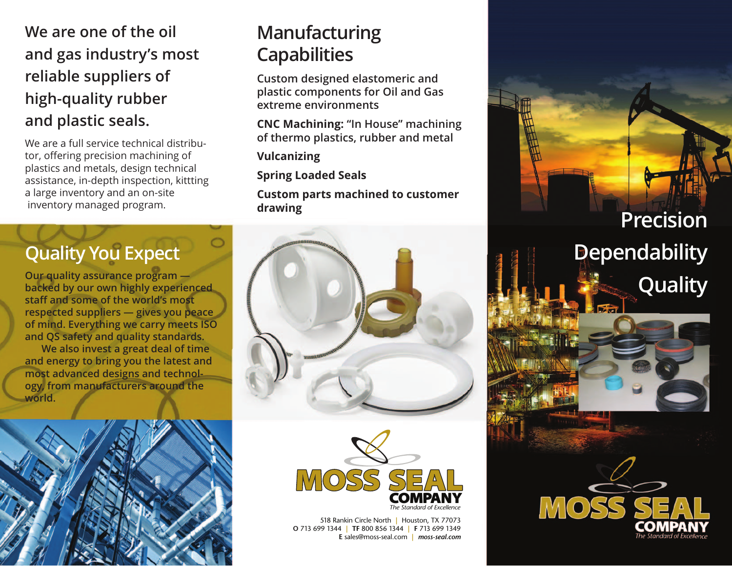## We are one of the oil and gas industry's most reliable suppliers of high-quality rubber and plastic seals.

We are a full service technical distributor, offering precision machining of plastics and metals, design technical assistance, in-depth inspection, kittting a large inventory and an on-site inventory managed program.

## Quality You Expect

Our quality assurance program — backed by our own highly experienced staff and some of the world's most respected suppliers — gives you peace of mind. Everything we carry meets ISO and QS safety and quality standards.

We also invest a great deal of time and energy to bring you the latest and most advanced designs and technology, from manufacturers around the world.

## Manufacturing Capabilities

**Custom designed elastomeric and plastic components for Oil and Gas extreme environments**

**CNC Machining:** **"In House" machining of thermo plastics, rubber and metal**

**Vulcanizing**

**Spring Loaded Seals**

**Custom parts machined to customer drawing**

**MOSS SEAL COMPANY**
*The Standard of Excellence*

518 Rankin Circle North | Houston, TX 77073
**O** 713 699 1344 | **TF** 800 856 1344 | **F** 713 699 1349
**E** sales@moss-seal.com | ***moss-seal.com***

## Precision
## Dependability
## Quality

**MOSS SEAL COMPANY**
*The Standard of Excellence*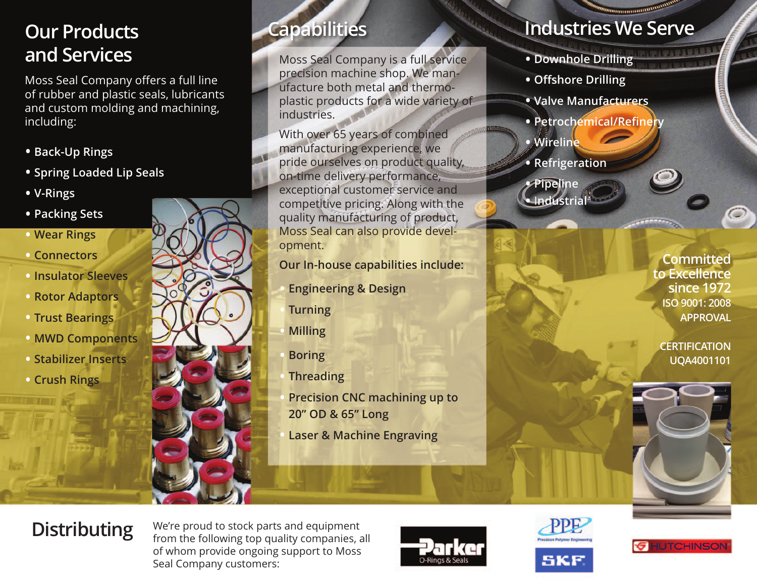## Our Products and Services

Moss Seal Company offers a full line of rubber and plastic seals, lubricants and custom molding and machining, including:

- Back-Up Rings
- Spring Loaded Lip Seals
- V-Rings
- Packing Sets
- Wear Rings
- Connectors
- Insulator Sleeves
- Rotor Adaptors
- Trust Bearings
- MWD Components
- Stabilizer Inserts
- Crush Rings

## Capabilities

Moss Seal Company is a full service precision machine shop. We manufacture both metal and thermoplastic products for a wide variety of industries.

With over 65 years of combined manufacturing experience, we pride ourselves on product quality, on-time delivery performance, exceptional customer service and competitive pricing. Along with the quality manufacturing of product, Moss Seal can also provide development.

**Our In-house capabilities include:**

- Engineering & Design
- Turning
- Milling
- Boring
- Threading
- Precision CNC machining up to 20" OD & 65" Long
- Laser & Machine Engraving

## Industries We Serve

- Downhole Drilling
- Offshore Drilling
- Valve Manufacturers
- Petrochemical/Refinery
- Wireline
- Refrigeration
- Pipeline
- Industrial

**Committed to Excellence since 1972**

ISO 9001: 2008 APPROVAL

CERTIFICATION UQA4001101

## Distributing

We're proud to stock parts and equipment from the following top quality companies, all of whom provide ongoing support to Moss Seal Company customers:

Parker O-Rings & Seals

PPE Precision Polymer Engineering

SKF

HUTCHINSON